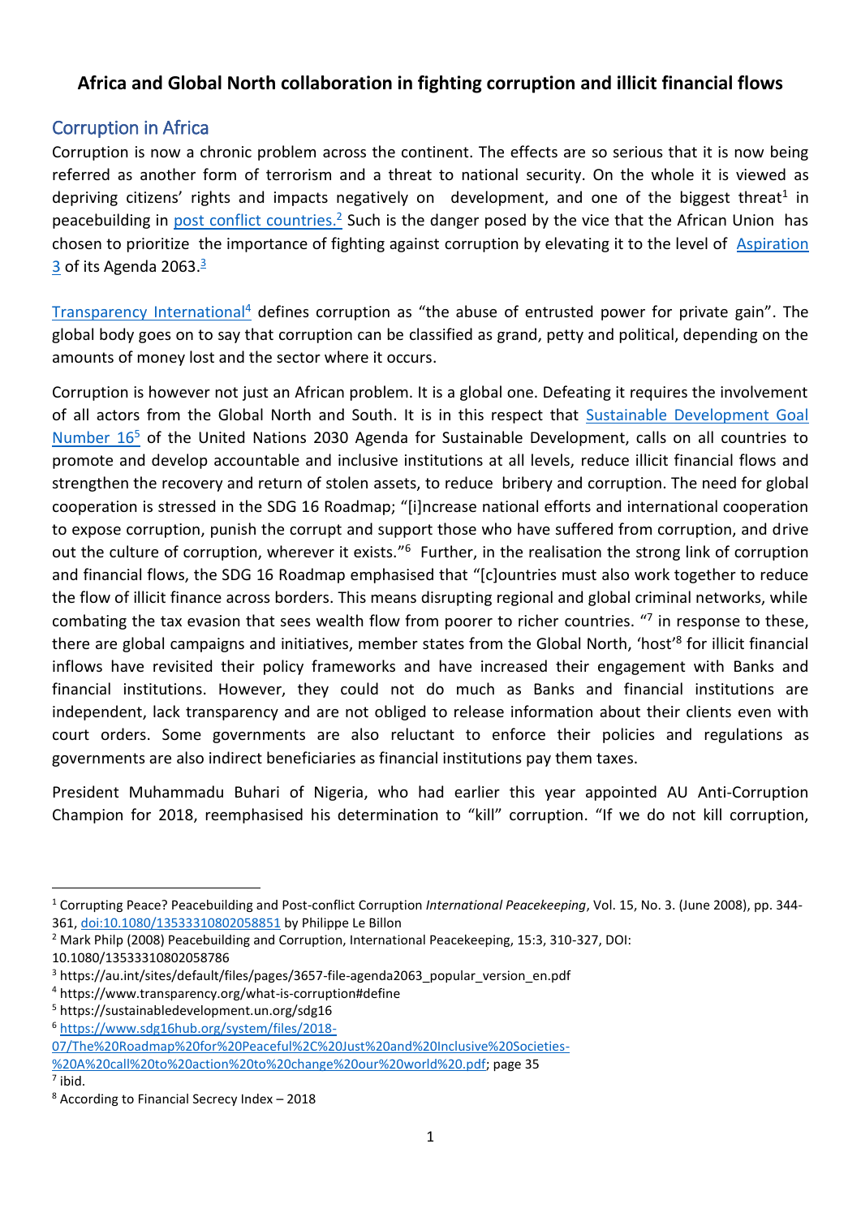# Africa and Global North collaboration in fighting corruption and illicit financial flows

## Corruption in Africa

Corruption is now a chronic problem across the continent. The effects are so serious that it is now being referred as another form of terrorism and a threat to national security. On the whole it is viewed as depriving citizens' rights and impacts negatively on development, and one of the biggest threat[1] in peacebuilding in post conflict countries.[2] Such is the danger posed by the vice that the African Union has chosen to prioritize the importance of fighting against corruption by elevating it to the level of Aspiration 3 of its Agenda 2063.[3]

Transparency International[4] defines corruption as "the abuse of entrusted power for private gain". The global body goes on to say that corruption can be classified as grand, petty and political, depending on the amounts of money lost and the sector where it occurs.

Corruption is however not just an African problem. It is a global one. Defeating it requires the involvement of all actors from the Global North and South. It is in this respect that Sustainable Development Goal Number 16[5] of the United Nations 2030 Agenda for Sustainable Development, calls on all countries to promote and develop accountable and inclusive institutions at all levels, reduce illicit financial flows and strengthen the recovery and return of stolen assets, to reduce bribery and corruption. The need for global cooperation is stressed in the SDG 16 Roadmap; "[i]ncrease national efforts and international cooperation to expose corruption, punish the corrupt and support those who have suffered from corruption, and drive out the culture of corruption, wherever it exists."[6] Further, in the realisation the strong link of corruption and financial flows, the SDG 16 Roadmap emphasised that "[c]ountries must also work together to reduce the flow of illicit finance across borders. This means disrupting regional and global criminal networks, while combating the tax evasion that sees wealth flow from poorer to richer countries. "[7] in response to these, there are global campaigns and initiatives, member states from the Global North, 'host'[8] for illicit financial inflows have revisited their policy frameworks and have increased their engagement with Banks and financial institutions. However, they could not do much as Banks and financial institutions are independent, lack transparency and are not obliged to release information about their clients even with court orders. Some governments are also reluctant to enforce their policies and regulations as governments are also indirect beneficiaries as financial institutions pay them taxes.

President Muhammadu Buhari of Nigeria, who had earlier this year appointed AU Anti-Corruption Champion for 2018, reemphasised his determination to "kill" corruption. "If we do not kill corruption,

---

[1] Corrupting Peace? Peacebuilding and Post-conflict Corruption *International Peacekeeping*, Vol. 15, No. 3. (June 2008), pp. 344-361, doi:10.1080/13533310802058851 by Philippe Le Billon

[2] Mark Philp (2008) Peacebuilding and Corruption, International Peacekeeping, 15:3, 310-327, DOI: 10.1080/13533310802058786

[3] https://au.int/sites/default/files/pages/3657-file-agenda2063_popular_version_en.pdf

[4] https://www.transparency.org/what-is-corruption#define

[5] https://sustainabledevelopment.un.org/sdg16

[6] https://www.sdg16hub.org/system/files/2018-07/The%20Roadmap%20for%20Peaceful%2C%20Just%20and%20Inclusive%20Societies-%20A%20call%20to%20action%20to%20change%20our%20world%20.pdf; page 35

[7] ibid.

[8] According to Financial Secrecy Index – 2018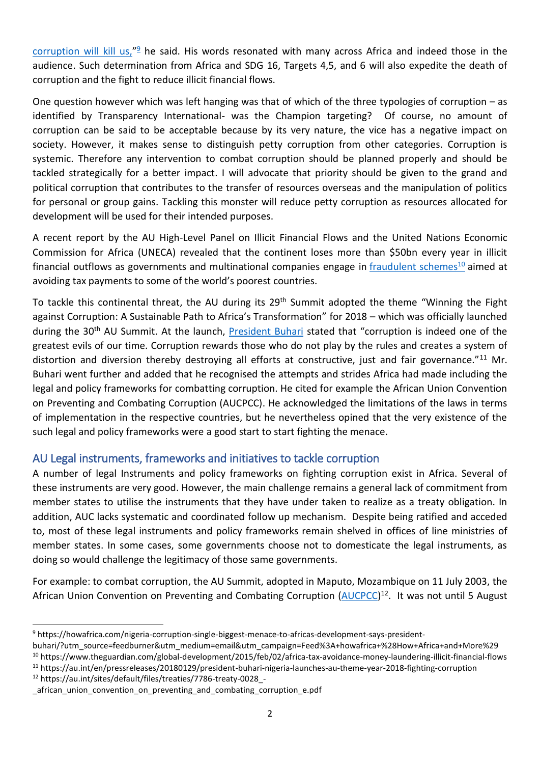corruption will kill us,"[9] he said. His words resonated with many across Africa and indeed those in the audience. Such determination from Africa and SDG 16, Targets 4,5, and 6 will also expedite the death of corruption and the fight to reduce illicit financial flows.

One question however which was left hanging was that of which of the three typologies of corruption – as identified by Transparency International- was the Champion targeting? Of course, no amount of corruption can be said to be acceptable because by its very nature, the vice has a negative impact on society. However, it makes sense to distinguish petty corruption from other categories. Corruption is systemic. Therefore any intervention to combat corruption should be planned properly and should be tackled strategically for a better impact. I will advocate that priority should be given to the grand and political corruption that contributes to the transfer of resources overseas and the manipulation of politics for personal or group gains. Tackling this monster will reduce petty corruption as resources allocated for development will be used for their intended purposes.

A recent report by the AU High-Level Panel on Illicit Financial Flows and the United Nations Economic Commission for Africa (UNECA) revealed that the continent loses more than $50bn every year in illicit financial outflows as governments and multinational companies engage in fraudulent schemes[10] aimed at avoiding tax payments to some of the world's poorest countries.

To tackle this continental threat, the AU during its 29th Summit adopted the theme "Winning the Fight against Corruption: A Sustainable Path to Africa's Transformation" for 2018 – which was officially launched during the 30th AU Summit. At the launch, President Buhari stated that "corruption is indeed one of the greatest evils of our time. Corruption rewards those who do not play by the rules and creates a system of distortion and diversion thereby destroying all efforts at constructive, just and fair governance."[11] Mr. Buhari went further and added that he recognised the attempts and strides Africa had made including the legal and policy frameworks for combatting corruption. He cited for example the African Union Convention on Preventing and Combating Corruption (AUCPCC). He acknowledged the limitations of the laws in terms of implementation in the respective countries, but he nevertheless opined that the very existence of the such legal and policy frameworks were a good start to start fighting the menace.

## AU Legal instruments, frameworks and initiatives to tackle corruption

A number of legal Instruments and policy frameworks on fighting corruption exist in Africa. Several of these instruments are very good. However, the main challenge remains a general lack of commitment from member states to utilise the instruments that they have under taken to realize as a treaty obligation. In addition, AUC lacks systematic and coordinated follow up mechanism. Despite being ratified and acceded to, most of these legal instruments and policy frameworks remain shelved in offices of line ministries of member states. In some cases, some governments choose not to domesticate the legal instruments, as doing so would challenge the legitimacy of those same governments.

For example: to combat corruption, the AU Summit, adopted in Maputo, Mozambique on 11 July 2003, the African Union Convention on Preventing and Combating Corruption (AUCPCC)[12]. It was not until 5 August

---

[9] https://howafrica.com/nigeria-corruption-single-biggest-menace-to-africas-development-says-president-buhari/?utm_source=feedburner&utm_medium=email&utm_campaign=Feed%3A+howafrica+%28How+Africa+and+More%29

[10] https://www.theguardian.com/global-development/2015/feb/02/africa-tax-avoidance-money-laundering-illicit-financial-flows

[11] https://au.int/en/pressreleases/20180129/president-buhari-nigeria-launches-au-theme-year-2018-fighting-corruption

[12] https://au.int/sites/default/files/treaties/7786-treaty-0028_-_african_union_convention_on_preventing_and_combating_corruption_e.pdf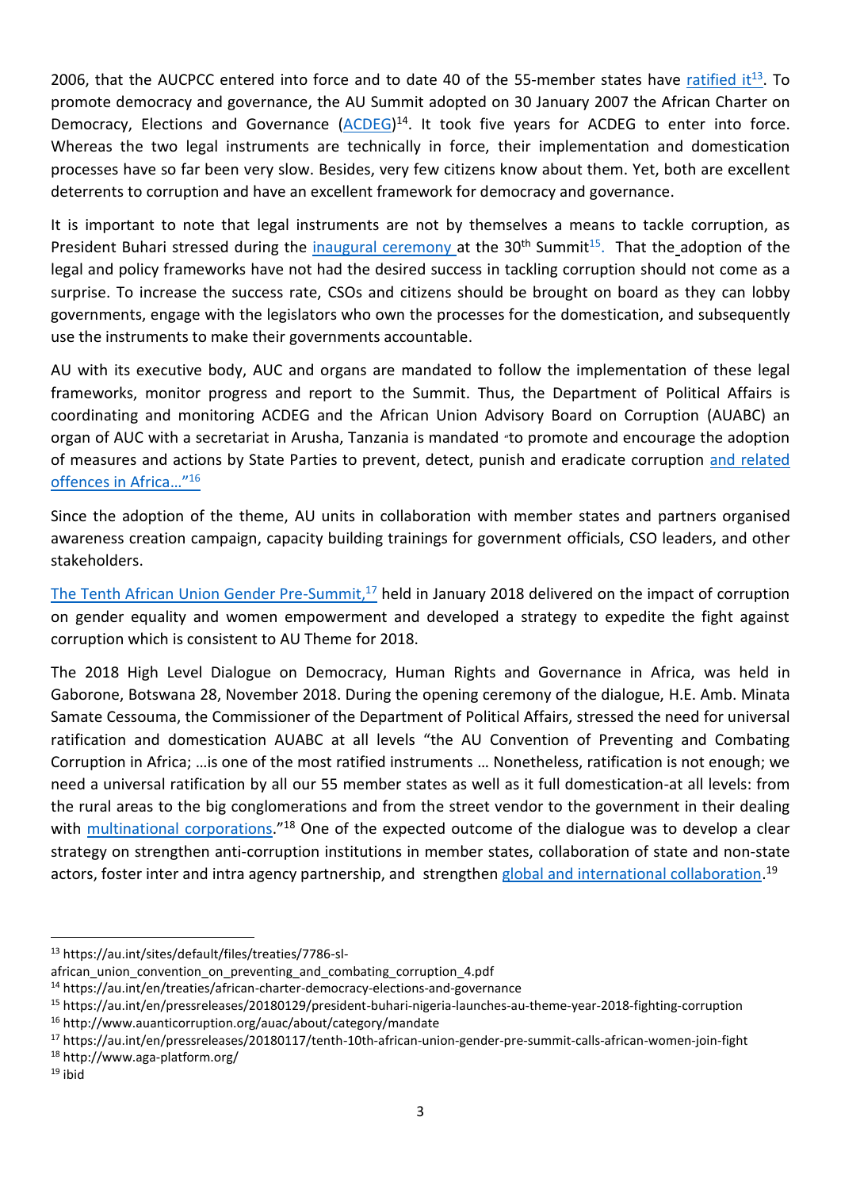2006, that the AUCPCC entered into force and to date 40 of the 55-member states have ratified it[13]. To promote democracy and governance, the AU Summit adopted on 30 January 2007 the African Charter on Democracy, Elections and Governance (ACDEG)[14]. It took five years for ACDEG to enter into force. Whereas the two legal instruments are technically in force, their implementation and domestication processes have so far been very slow. Besides, very few citizens know about them. Yet, both are excellent deterrents to corruption and have an excellent framework for democracy and governance.

It is important to note that legal instruments are not by themselves a means to tackle corruption, as President Buhari stressed during the inaugural ceremony at the 30th Summit[15]. That the adoption of the legal and policy frameworks have not had the desired success in tackling corruption should not come as a surprise. To increase the success rate, CSOs and citizens should be brought on board as they can lobby governments, engage with the legislators who own the processes for the domestication, and subsequently use the instruments to make their governments accountable.

AU with its executive body, AUC and organs are mandated to follow the implementation of these legal frameworks, monitor progress and report to the Summit. Thus, the Department of Political Affairs is coordinating and monitoring ACDEG and the African Union Advisory Board on Corruption (AUABC) an organ of AUC with a secretariat in Arusha, Tanzania is mandated "to promote and encourage the adoption of measures and actions by State Parties to prevent, detect, punish and eradicate corruption and related offences in Africa…"[16]

Since the adoption of the theme, AU units in collaboration with member states and partners organised awareness creation campaign, capacity building trainings for government officials, CSO leaders, and other stakeholders.

The Tenth African Union Gender Pre-Summit,[17] held in January 2018 delivered on the impact of corruption on gender equality and women empowerment and developed a strategy to expedite the fight against corruption which is consistent to AU Theme for 2018.

The 2018 High Level Dialogue on Democracy, Human Rights and Governance in Africa, was held in Gaborone, Botswana 28, November 2018. During the opening ceremony of the dialogue, H.E. Amb. Minata Samate Cessouma, the Commissioner of the Department of Political Affairs, stressed the need for universal ratification and domestication AUABC at all levels "the AU Convention of Preventing and Combating Corruption in Africa; …is one of the most ratified instruments … Nonetheless, ratification is not enough; we need a universal ratification by all our 55 member states as well as it full domestication-at all levels: from the rural areas to the big conglomerations and from the street vendor to the government in their dealing with multinational corporations."[18] One of the expected outcome of the dialogue was to develop a clear strategy on strengthen anti-corruption institutions in member states, collaboration of state and non-state actors, foster inter and intra agency partnership, and strengthen global and international collaboration.[19]

---

[13] https://au.int/sites/default/files/treaties/7786-sl-african_union_convention_on_preventing_and_combating_corruption_4.pdf

[14] https://au.int/en/treaties/african-charter-democracy-elections-and-governance

[15] https://au.int/en/pressreleases/20180129/president-buhari-nigeria-launches-au-theme-year-2018-fighting-corruption

[16] http://www.auanticorruption.org/auac/about/category/mandate

[17] https://au.int/en/pressreleases/20180117/tenth-10th-african-union-gender-pre-summit-calls-african-women-join-fight

[18] http://www.aga-platform.org/

[19] ibid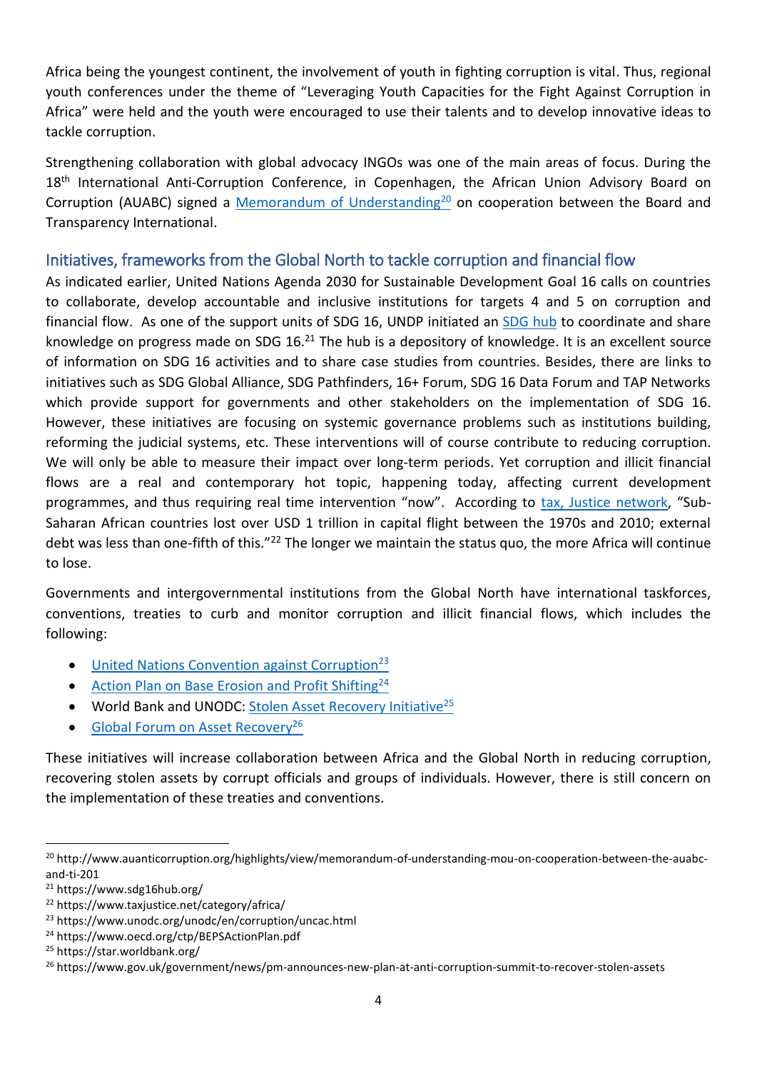Africa being the youngest continent, the involvement of youth in fighting corruption is vital. Thus, regional youth conferences under the theme of "Leveraging Youth Capacities for the Fight Against Corruption in Africa" were held and the youth were encouraged to use their talents and to develop innovative ideas to tackle corruption.

Strengthening collaboration with global advocacy INGOs was one of the main areas of focus. During the 18th International Anti-Corruption Conference, in Copenhagen, the African Union Advisory Board on Corruption (AUABC) signed a Memorandum of Understanding[20] on cooperation between the Board and Transparency International.

## Initiatives, frameworks from the Global North to tackle corruption and financial flow

As indicated earlier, United Nations Agenda 2030 for Sustainable Development Goal 16 calls on countries to collaborate, develop accountable and inclusive institutions for targets 4 and 5 on corruption and financial flow. As one of the support units of SDG 16, UNDP initiated an SDG hub to coordinate and share knowledge on progress made on SDG 16.[21] The hub is a depository of knowledge. It is an excellent source of information on SDG 16 activities and to share case studies from countries. Besides, there are links to initiatives such as SDG Global Alliance, SDG Pathfinders, 16+ Forum, SDG 16 Data Forum and TAP Networks which provide support for governments and other stakeholders on the implementation of SDG 16. However, these initiatives are focusing on systemic governance problems such as institutions building, reforming the judicial systems, etc. These interventions will of course contribute to reducing corruption. We will only be able to measure their impact over long-term periods. Yet corruption and illicit financial flows are a real and contemporary hot topic, happening today, affecting current development programmes, and thus requiring real time intervention "now". According to tax, Justice network, "Sub-Saharan African countries lost over USD 1 trillion in capital flight between the 1970s and 2010; external debt was less than one-fifth of this."[22] The longer we maintain the status quo, the more Africa will continue to lose.

Governments and intergovernmental institutions from the Global North have international taskforces, conventions, treaties to curb and monitor corruption and illicit financial flows, which includes the following:

- United Nations Convention against Corruption[23]
- Action Plan on Base Erosion and Profit Shifting[24]
- World Bank and UNODC: Stolen Asset Recovery Initiative[25]
- Global Forum on Asset Recovery[26]

These initiatives will increase collaboration between Africa and the Global North in reducing corruption, recovering stolen assets by corrupt officials and groups of individuals. However, there is still concern on the implementation of these treaties and conventions.

---

[20] http://www.auanticorruption.org/highlights/view/memorandum-of-understanding-mou-on-cooperation-between-the-auabc-and-ti-201

[21] https://www.sdg16hub.org/

[22] https://www.taxjustice.net/category/africa/

[23] https://www.unodc.org/unodc/en/corruption/uncac.html

[24] https://www.oecd.org/ctp/BEPSActionPlan.pdf

[25] https://star.worldbank.org/

[26] https://www.gov.uk/government/news/pm-announces-new-plan-at-anti-corruption-summit-to-recover-stolen-assets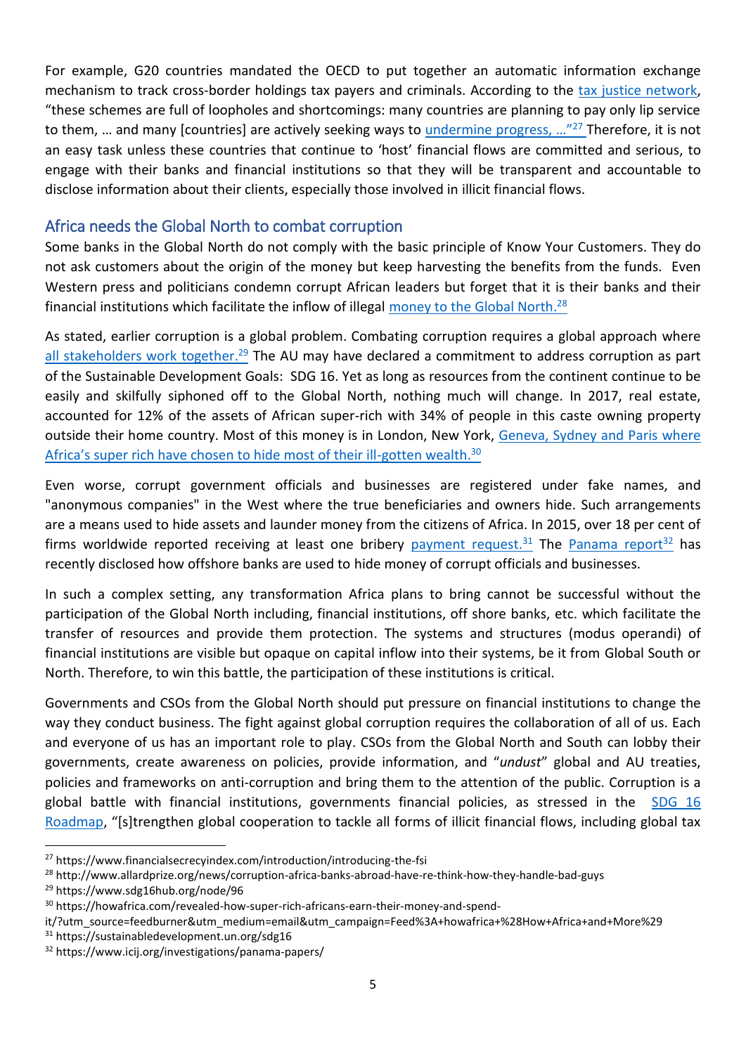For example, G20 countries mandated the OECD to put together an automatic information exchange mechanism to track cross-border holdings tax payers and criminals. According to the tax justice network, "these schemes are full of loopholes and shortcomings: many countries are planning to pay only lip service to them, … and many [countries] are actively seeking ways to undermine progress, …"[27] Therefore, it is not an easy task unless these countries that continue to 'host' financial flows are committed and serious, to engage with their banks and financial institutions so that they will be transparent and accountable to disclose information about their clients, especially those involved in illicit financial flows.

## Africa needs the Global North to combat corruption

Some banks in the Global North do not comply with the basic principle of Know Your Customers. They do not ask customers about the origin of the money but keep harvesting the benefits from the funds. Even Western press and politicians condemn corrupt African leaders but forget that it is their banks and their financial institutions which facilitate the inflow of illegal money to the Global North.[28]

As stated, earlier corruption is a global problem. Combating corruption requires a global approach where all stakeholders work together.[29] The AU may have declared a commitment to address corruption as part of the Sustainable Development Goals: SDG 16. Yet as long as resources from the continent continue to be easily and skilfully siphoned off to the Global North, nothing much will change. In 2017, real estate, accounted for 12% of the assets of African super-rich with 34% of people in this caste owning property outside their home country. Most of this money is in London, New York, Geneva, Sydney and Paris where Africa's super rich have chosen to hide most of their ill-gotten wealth.[30]

Even worse, corrupt government officials and businesses are registered under fake names, and "anonymous companies" in the West where the true beneficiaries and owners hide. Such arrangements are a means used to hide assets and launder money from the citizens of Africa. In 2015, over 18 per cent of firms worldwide reported receiving at least one bribery payment request.[31] The Panama report[32] has recently disclosed how offshore banks are used to hide money of corrupt officials and businesses.

In such a complex setting, any transformation Africa plans to bring cannot be successful without the participation of the Global North including, financial institutions, off shore banks, etc. which facilitate the transfer of resources and provide them protection. The systems and structures (modus operandi) of financial institutions are visible but opaque on capital inflow into their systems, be it from Global South or North. Therefore, to win this battle, the participation of these institutions is critical.

Governments and CSOs from the Global North should put pressure on financial institutions to change the way they conduct business. The fight against global corruption requires the collaboration of all of us. Each and everyone of us has an important role to play. CSOs from the Global North and South can lobby their governments, create awareness on policies, provide information, and "*undust*" global and AU treaties, policies and frameworks on anti-corruption and bring them to the attention of the public. Corruption is a global battle with financial institutions, governments financial policies, as stressed in the SDG 16 Roadmap, "[s]trengthen global cooperation to tackle all forms of illicit financial flows, including global tax

---

[27] https://www.financialsecrecyindex.com/introduction/introducing-the-fsi

[28] http://www.allardprize.org/news/corruption-africa-banks-abroad-have-re-think-how-they-handle-bad-guys

[29] https://www.sdg16hub.org/node/96

[30] https://howafrica.com/revealed-how-super-rich-africans-earn-their-money-and-spend-it/?utm_source=feedburner&utm_medium=email&utm_campaign=Feed%3A+howafrica+%28How+Africa+and+More%29

[31] https://sustainabledevelopment.un.org/sdg16

[32] https://www.icij.org/investigations/panama-papers/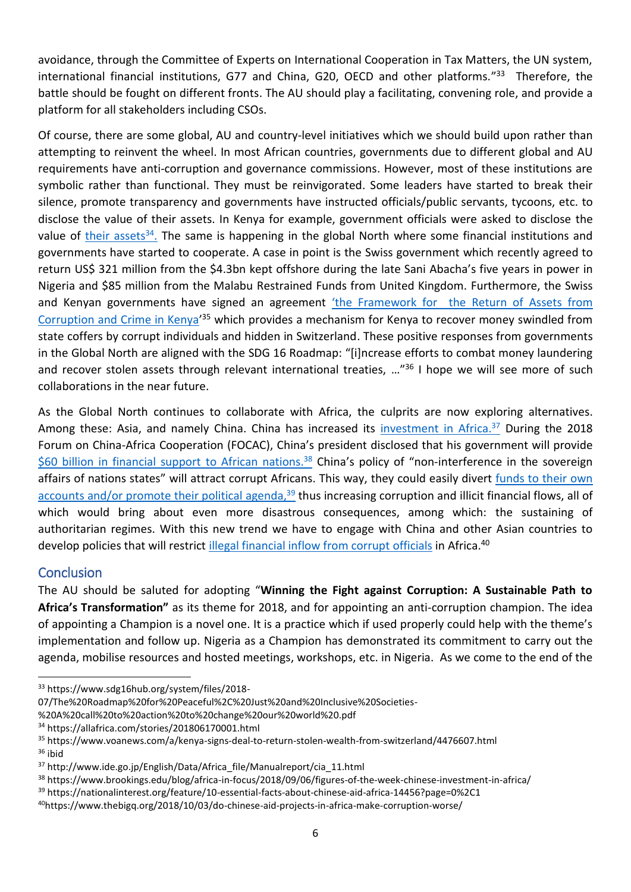avoidance, through the Committee of Experts on International Cooperation in Tax Matters, the UN system, international financial institutions, G77 and China, G20, OECD and other platforms."[33] Therefore, the battle should be fought on different fronts. The AU should play a facilitating, convening role, and provide a platform for all stakeholders including CSOs.

Of course, there are some global, AU and country-level initiatives which we should build upon rather than attempting to reinvent the wheel. In most African countries, governments due to different global and AU requirements have anti-corruption and governance commissions. However, most of these institutions are symbolic rather than functional. They must be reinvigorated. Some leaders have started to break their silence, promote transparency and governments have instructed officials/public servants, tycoons, etc. to disclose the value of their assets. In Kenya for example, government officials were asked to disclose the value of their assets[34]. The same is happening in the global North where some financial institutions and governments have started to cooperate. A case in point is the Swiss government which recently agreed to return US$ 321 million from the $4.3bn kept offshore during the late Sani Abacha's five years in power in Nigeria and $85 million from the Malabu Restrained Funds from United Kingdom. Furthermore, the Swiss and Kenyan governments have signed an agreement 'the Framework for the Return of Assets from Corruption and Crime in Kenya'[35] which provides a mechanism for Kenya to recover money swindled from state coffers by corrupt individuals and hidden in Switzerland. These positive responses from governments in the Global North are aligned with the SDG 16 Roadmap: "[i]ncrease efforts to combat money laundering and recover stolen assets through relevant international treaties, …"[36] I hope we will see more of such collaborations in the near future.

As the Global North continues to collaborate with Africa, the culprits are now exploring alternatives. Among these: Asia, and namely China. China has increased its investment in Africa.[37] During the 2018 Forum on China-Africa Cooperation (FOCAC), China's president disclosed that his government will provide $60 billion in financial support to African nations.[38] China's policy of "non-interference in the sovereign affairs of nations states" will attract corrupt Africans. This way, they could easily divert funds to their own accounts and/or promote their political agenda,[39] thus increasing corruption and illicit financial flows, all of which would bring about even more disastrous consequences, among which: the sustaining of authoritarian regimes. With this new trend we have to engage with China and other Asian countries to develop policies that will restrict illegal financial inflow from corrupt officials in Africa.[40]

## Conclusion

The AU should be saluted for adopting "**Winning the Fight against Corruption: A Sustainable Path to Africa's Transformation"** as its theme for 2018, and for appointing an anti-corruption champion. The idea of appointing a Champion is a novel one. It is a practice which if used properly could help with the theme's implementation and follow up. Nigeria as a Champion has demonstrated its commitment to carry out the agenda, mobilise resources and hosted meetings, workshops, etc. in Nigeria. As we come to the end of the

---

[33] https://www.sdg16hub.org/system/files/2018-07/The%20Roadmap%20for%20Peaceful%2C%20Just%20and%20Inclusive%20Societies-%20A%20call%20to%20action%20to%20change%20our%20world%20.pdf

[34] https://allafrica.com/stories/201806170001.html

[35] https://www.voanews.com/a/kenya-signs-deal-to-return-stolen-wealth-from-switzerland/4476607.html

[36] ibid

[37] http://www.ide.go.jp/English/Data/Africa_file/Manualreport/cia_11.html

[38] https://www.brookings.edu/blog/africa-in-focus/2018/09/06/figures-of-the-week-chinese-investment-in-africa/

[39] https://nationalinterest.org/feature/10-essential-facts-about-chinese-aid-africa-14456?page=0%2C1

[40] https://www.thebigq.org/2018/10/03/do-chinese-aid-projects-in-africa-make-corruption-worse/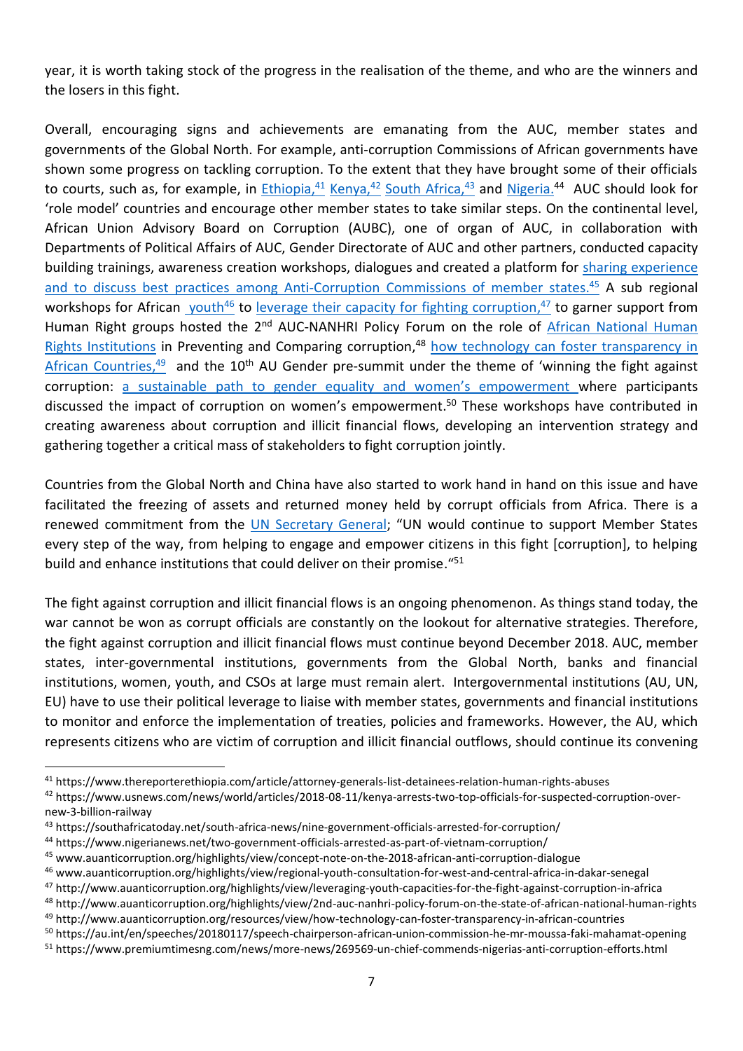year, it is worth taking stock of the progress in the realisation of the theme, and who are the winners and the losers in this fight.

Overall, encouraging signs and achievements are emanating from the AUC, member states and governments of the Global North. For example, anti-corruption Commissions of African governments have shown some progress on tackling corruption. To the extent that they have brought some of their officials to courts, such as, for example, in Ethiopia,[41] Kenya,[42] South Africa,[43] and Nigeria.[44] AUC should look for 'role model' countries and encourage other member states to take similar steps. On the continental level, African Union Advisory Board on Corruption (AUBC), one of organ of AUC, in collaboration with Departments of Political Affairs of AUC, Gender Directorate of AUC and other partners, conducted capacity building trainings, awareness creation workshops, dialogues and created a platform for sharing experience and to discuss best practices among Anti-Corruption Commissions of member states.[45] A sub regional workshops for African youth[46] to leverage their capacity for fighting corruption,[47] to garner support from Human Right groups hosted the 2nd AUC-NANHRI Policy Forum on the role of African National Human Rights Institutions in Preventing and Comparing corruption,[48] how technology can foster transparency in African Countries,[49] and the 10th AU Gender pre-summit under the theme of 'winning the fight against corruption: a sustainable path to gender equality and women's empowerment where participants discussed the impact of corruption on women's empowerment.[50] These workshops have contributed in creating awareness about corruption and illicit financial flows, developing an intervention strategy and gathering together a critical mass of stakeholders to fight corruption jointly.

Countries from the Global North and China have also started to work hand in hand on this issue and have facilitated the freezing of assets and returned money held by corrupt officials from Africa. There is a renewed commitment from the UN Secretary General; "UN would continue to support Member States every step of the way, from helping to engage and empower citizens in this fight [corruption], to helping build and enhance institutions that could deliver on their promise."[51]

The fight against corruption and illicit financial flows is an ongoing phenomenon. As things stand today, the war cannot be won as corrupt officials are constantly on the lookout for alternative strategies. Therefore, the fight against corruption and illicit financial flows must continue beyond December 2018. AUC, member states, inter-governmental institutions, governments from the Global North, banks and financial institutions, women, youth, and CSOs at large must remain alert. Intergovernmental institutions (AU, UN, EU) have to use their political leverage to liaise with member states, governments and financial institutions to monitor and enforce the implementation of treaties, policies and frameworks. However, the AU, which represents citizens who are victim of corruption and illicit financial outflows, should continue its convening

---

[41] https://www.thereporterethiopia.com/article/attorney-generals-list-detainees-relation-human-rights-abuses

[42] https://www.usnews.com/news/world/articles/2018-08-11/kenya-arrests-two-top-officials-for-suspected-corruption-over-new-3-billion-railway

[43] https://southafricatoday.net/south-africa-news/nine-government-officials-arrested-for-corruption/

[44] https://www.nigerianews.net/two-government-officials-arrested-as-part-of-vietnam-corruption/

[45] www.auanticorruption.org/highlights/view/concept-note-on-the-2018-african-anti-corruption-dialogue

[46] www.auanticorruption.org/highlights/view/regional-youth-consultation-for-west-and-central-africa-in-dakar-senegal

[47] http://www.auanticorruption.org/highlights/view/leveraging-youth-capacities-for-the-fight-against-corruption-in-africa

[48] http://www.auanticorruption.org/highlights/view/2nd-auc-nanhri-policy-forum-on-the-state-of-african-national-human-rights

[49] http://www.auanticorruption.org/resources/view/how-technology-can-foster-transparency-in-african-countries

[50] https://au.int/en/speeches/20180117/speech-chairperson-african-union-commission-he-mr-moussa-faki-mahamat-opening

[51] https://www.premiumtimesng.com/news/more-news/269569-un-chief-commends-nigerias-anti-corruption-efforts.html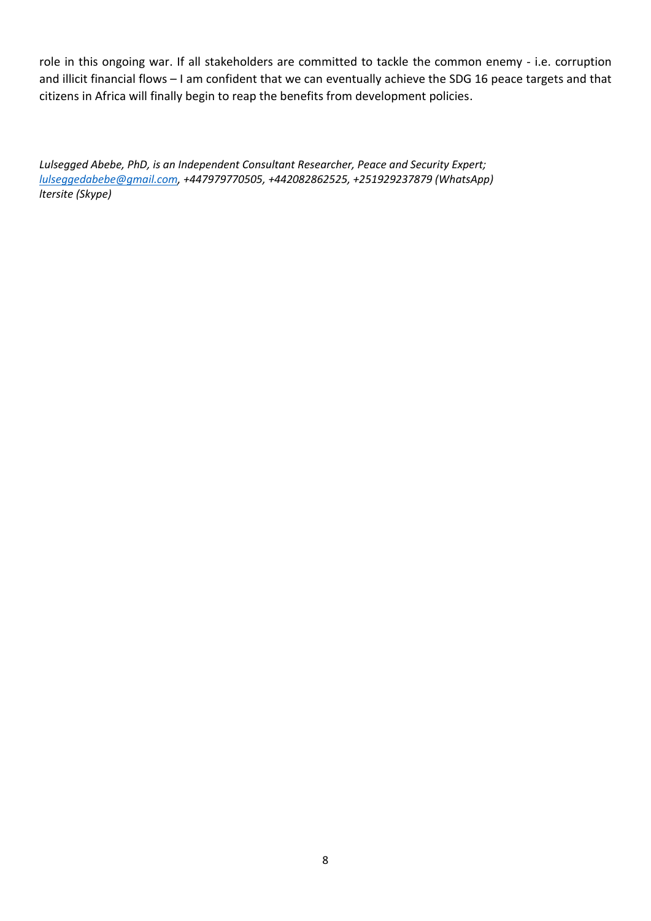role in this ongoing war. If all stakeholders are committed to tackle the common enemy - i.e. corruption and illicit financial flows – I am confident that we can eventually achieve the SDG 16 peace targets and that citizens in Africa will finally begin to reap the benefits from development policies.

*Lulsegged Abebe, PhD, is an Independent Consultant Researcher, Peace and Security Expert; [lulseggedabebe@gmail.com](mailto:lulseggedabebe@gmail.com), +447979770505, +442082862525, +251929237879 (WhatsApp) ltersite (Skype)*